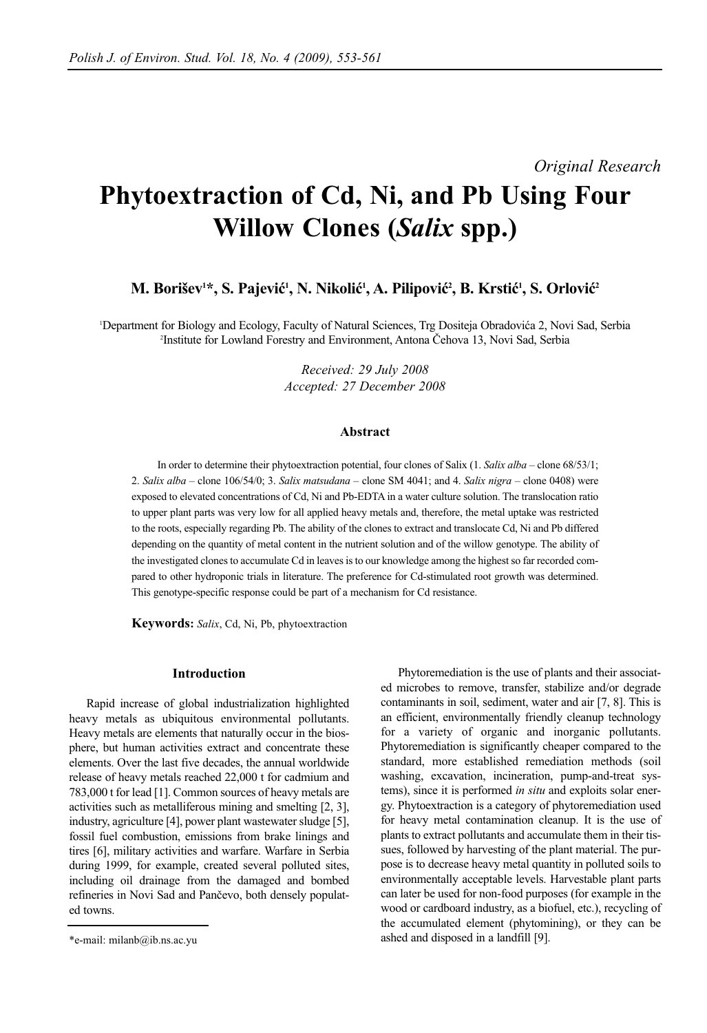*Original Research*

# Phytoextraction of Cd, Ni, and Pb Using Four Willow Clones (*Salix* spp.)

**M. Borišev[1]\*, S. Pajević[1], N. Nikolić[1], A. Pilipović[2], B. Krstić[1], S. Orlović[2]**

[1]Department for Biology and Ecology, Faculty of Natural Sciences, Trg Dositeja Obradovića 2, Novi Sad, Serbia
[2]Institute for Lowland Forestry and Environment, Antona Čehova 13, Novi Sad, Serbia

*Received: 29 July 2008*
*Accepted: 27 December 2008*

### Abstract

In order to determine their phytoextraction potential, four clones of Salix (1. *Salix alba* – clone 68/53/1; 2. *Salix alba* – clone 106/54/0; 3. *Salix matsudana* – clone SM 4041; and 4. *Salix nigra* – clone 0408) were exposed to elevated concentrations of Cd, Ni and Pb-EDTA in a water culture solution. The translocation ratio to upper plant parts was very low for all applied heavy metals and, therefore, the metal uptake was restricted to the roots, especially regarding Pb. The ability of the clones to extract and translocate Cd, Ni and Pb differed depending on the quantity of metal content in the nutrient solution and of the willow genotype. The ability of the investigated clones to accumulate Cd in leaves is to our knowledge among the highest so far recorded compared to other hydroponic trials in literature. The preference for Cd-stimulated root growth was determined. This genotype-specific response could be part of a mechanism for Cd resistance.

**Keywords:** *Salix*, Cd, Ni, Pb, phytoextraction

## Introduction

Rapid increase of global industrialization highlighted heavy metals as ubiquitous environmental pollutants. Heavy metals are elements that naturally occur in the biosphere, but human activities extract and concentrate these elements. Over the last five decades, the annual worldwide release of heavy metals reached 22,000 t for cadmium and 783,000 t for lead [1]. Common sources of heavy metals are activities such as metalliferous mining and smelting [2, 3], industry, agriculture [4], power plant wastewater sludge [5], fossil fuel combustion, emissions from brake linings and tires [6], military activities and warfare. Warfare in Serbia during 1999, for example, created several polluted sites, including oil drainage from the damaged and bombed refineries in Novi Sad and Pančevo, both densely populated towns.

Phytoremediation is the use of plants and their associated microbes to remove, transfer, stabilize and/or degrade contaminants in soil, sediment, water and air [7, 8]. This is an efficient, environmentally friendly cleanup technology for a variety of organic and inorganic pollutants. Phytoremediation is significantly cheaper compared to the standard, more established remediation methods (soil washing, excavation, incineration, pump-and-treat systems), since it is performed *in situ* and exploits solar energy. Phytoextraction is a category of phytoremediation used for heavy metal contamination cleanup. It is the use of plants to extract pollutants and accumulate them in their tissues, followed by harvesting of the plant material. The purpose is to decrease heavy metal quantity in polluted soils to environmentally acceptable levels. Harvestable plant parts can later be used for non-food purposes (for example in the wood or cardboard industry, as a biofuel, etc.), recycling of the accumulated element (phytomining), or they can be ashed and disposed in a landfill [9].

\*e-mail: milanb@ib.ns.ac.yu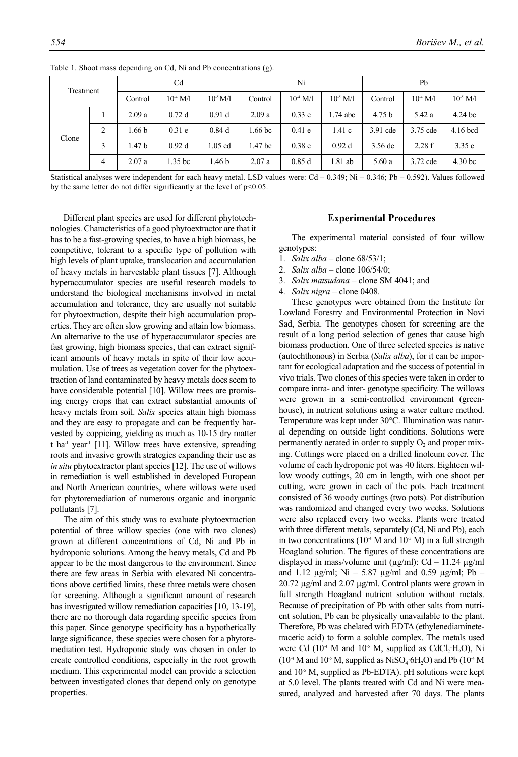Table 1. Shoot mass depending on Cd, Ni and Pb concentrations (g).

| Treatment | | Cd | | | Ni | | | Pb | | |
|---|---|---|---|---|---|---|---|---|---|---|
| | | Control | $10^{-4}$ M/l | $10^{-5}$ M/l | Control | $10^{-4}$ M/l | $10^{-5}$ M/l | Control | $10^{-4}$ M/l | $10^{-5}$ M/l |
| Clone | 1 | 2.09 a | 0.72 d | 0.91 d | 2.09 a | 0.33 e | 1.74 abc | 4.75 b | 5.42 a | 4.24 bc |
| | 2 | 1.66 b | 0.31 e | 0.84 d | 1.66 bc | 0.41 e | 1.41 c | 3.91 cde | 3.75 cde | 4.16 bcd |
| | 3 | 1.47 b | 0.92 d | 1.05 cd | 1.47 bc | 0.38 e | 0.92 d | 3.56 de | 2.28 f | 3.35 e |
| | 4 | 2.07 a | 1.35 bc | 1.46 b | 2.07 a | 0.85 d | 1.81 ab | 5.60 a | 3.72 cde | 4.30 bc |

Statistical analyses were independent for each heavy metal. LSD values were: Cd – 0.349; Ni – 0.346; Pb – 0.592). Values followed by the same letter do not differ significantly at the level of $p<0.05$.

Different plant species are used for different phytotechnologies. Characteristics of a good phytoextractor are that it has to be a fast-growing species, to have a high biomass, be competitive, tolerant to a specific type of pollution with high levels of plant uptake, translocation and accumulation of heavy metals in harvestable plant tissues [7]. Although hyperaccumulator species are useful research models to understand the biological mechanisms involved in metal accumulation and tolerance, they are usually not suitable for phytoextraction, despite their high accumulation properties. They are often slow growing and attain low biomass. An alternative to the use of hyperaccumulator species are fast growing, high biomass species, that can extract significant amounts of heavy metals in spite of their low accumulation. Use of trees as vegetation cover for the phytoextraction of land contaminated by heavy metals does seem to have considerable potential [10]. Willow trees are promising energy crops that can extract substantial amounts of heavy metals from soil. *Salix* species attain high biomass and they are easy to propagate and can be frequently harvested by coppicing, yielding as much as 10-15 dry matter t $ha^{-1}$ $year^{-1}$ [11]. Willow trees have extensive, spreading roots and invasive growth strategies expanding their use as *in situ* phytoextractor plant species [12]. The use of willows in remediation is well established in developed European and North American countries, where willows were used for phytoremediation of numerous organic and inorganic pollutants [7].

The aim of this study was to evaluate phytoextraction potential of three willow species (one with two clones) grown at different concentrations of Cd, Ni and Pb in hydroponic solutions. Among the heavy metals, Cd and Pb appear to be the most dangerous to the environment. Since there are few areas in Serbia with elevated Ni concentrations above certified limits, these three metals were chosen for screening. Although a significant amount of research has investigated willow remediation capacities [10, 13-19], there are no thorough data regarding specific species from this paper. Since genotype specificity has a hypothetically large significance, these species were chosen for a phytoremediation test. Hydroponic study was chosen in order to create controlled conditions, especially in the root growth medium. This experimental model can provide a selection between investigated clones that depend only on genotype properties.

## Experimental Procedures

The experimental material consisted of four willow genotypes:

1. *Salix alba* – clone 68/53/1;
2. *Salix alba* – clone 106/54/0;
3. *Salix matsudana* – clone SM 4041; and
4. *Salix nigra* – clone 0408.

These genotypes were obtained from the Institute for Lowland Forestry and Environmental Protection in Novi Sad, Serbia. The genotypes chosen for screening are the result of a long period selection of genes that cause high biomass production. One of three selected species is native (autochthonous) in Serbia (*Salix alba*), for it can be important for ecological adaptation and the success of potential in vivo trials. Two clones of this species were taken in order to compare intra- and inter- genotype specificity. The willows were grown in a semi-controlled environment (greenhouse), in nutrient solutions using a water culture method. Temperature was kept under 30°C. Illumination was natural depending on outside light conditions. Solutions were permanently aerated in order to supply $O_2$ and proper mixing. Cuttings were placed on a drilled linoleum cover. The volume of each hydroponic pot was 40 liters. Eighteen willow woody cuttings, 20 cm in length, with one shoot per cutting, were grown in each of the pots. Each treatment consisted of 36 woody cuttings (two pots). Pot distribution was randomized and changed every two weeks. Solutions were also replaced every two weeks. Plants were treated with three different metals, separately (Cd, Ni and Pb), each in two concentrations ($10^{-4}$ M and $10^{-5}$ M) in a full strength Hoagland solution. The figures of these concentrations are displayed in mass/volume unit (μg/ml): Cd – 11.24 μg/ml and 1.12 μg/ml; Ni – 5.87 μg/ml and 0.59 μg/ml; Pb – 20.72 μg/ml and 2.07 μg/ml. Control plants were grown in full strength Hoagland nutrient solution without metals. Because of precipitation of Pb with other salts from nutrient solution, Pb can be physically unavailable to the plant. Therefore, Pb was chelated with EDTA (ethylenediaminetetracetic acid) to form a soluble complex. The metals used were Cd ($10^{-4}$ M and $10^{-5}$ M, supplied as $CdCl_2{\cdot}H_2O$), Ni ($10^{-4}$ M and $10^{-5}$ M, supplied as $NiSO_4{\cdot}6H_2O$) and Pb ($10^{-4}$ M and $10^{-5}$ M, supplied as Pb-EDTA). pH solutions were kept at 5.0 level. The plants treated with Cd and Ni were measured, analyzed and harvested after 70 days. The plants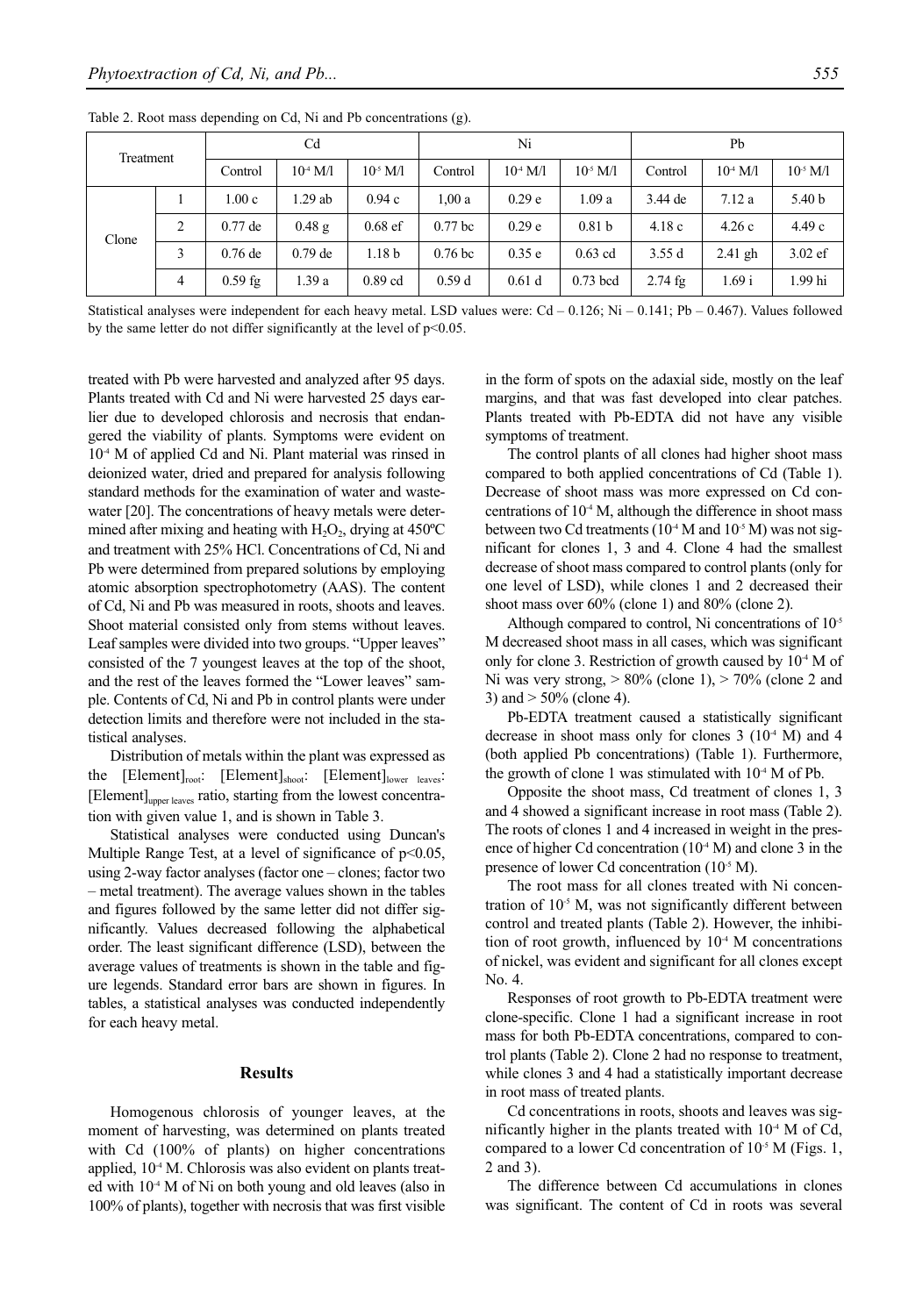Table 2. Root mass depending on Cd, Ni and Pb concentrations (g).

| Treatment | | Cd | | | Ni | | | Pb | | |
|---|---|---|---|---|---|---|---|---|---|---|
| | | Control | $10^{-4}$ M/l | $10^{-5}$ M/l | Control | $10^{-4}$ M/l | $10^{-5}$ M/l | Control | $10^{-4}$ M/l | $10^{-5}$ M/l |
| Clone | 1 | 1.00 c | 1.29 ab | 0.94 c | 1,00 a | 0.29 e | 1.09 a | 3.44 de | 7.12 a | 5.40 b |
| | 2 | 0.77 de | 0.48 g | 0.68 ef | 0.77 bc | 0.29 e | 0.81 b | 4.18 c | 4.26 c | 4.49 c |
| | 3 | 0.76 de | 0.79 de | 1.18 b | 0.76 bc | 0.35 e | 0.63 cd | 3.55 d | 2.41 gh | 3.02 ef |
| | 4 | 0.59 fg | 1.39 a | 0.89 cd | 0.59 d | 0.61 d | 0.73 bcd | 2.74 fg | 1.69 i | 1.99 hi |

Statistical analyses were independent for each heavy metal. LSD values were: Cd – 0.126; Ni – 0.141; Pb – 0.467). Values followed by the same letter do not differ significantly at the level of $p<0.05$.

treated with Pb were harvested and analyzed after 95 days. Plants treated with Cd and Ni were harvested 25 days earlier due to developed chlorosis and necrosis that endangered the viability of plants. Symptoms were evident on $10^{-4}$ M of applied Cd and Ni. Plant material was rinsed in deionized water, dried and prepared for analysis following standard methods for the examination of water and wastewater [20]. The concentrations of heavy metals were determined after mixing and heating with $H_2O_2$, drying at 450ºC and treatment with 25% HCl. Concentrations of Cd, Ni and Pb were determined from prepared solutions by employing atomic absorption spectrophotometry (AAS). The content of Cd, Ni and Pb was measured in roots, shoots and leaves. Shoot material consisted only from stems without leaves. Leaf samples were divided into two groups. "Upper leaves" consisted of the 7 youngest leaves at the top of the shoot, and the rest of the leaves formed the "Lower leaves" sample. Contents of Cd, Ni and Pb in control plants were under detection limits and therefore were not included in the statistical analyses.

Distribution of metals within the plant was expressed as the $[Element]_{root}$: $[Element]_{shoot}$: $[Element]_{lower\ leaves}$: $[Element]_{upper\ leaves}$ ratio, starting from the lowest concentration with given value 1, and is shown in Table 3.

Statistical analyses were conducted using Duncan's Multiple Range Test, at a level of significance of $p<0.05$, using 2-way factor analyses (factor one – clones; factor two – metal treatment). The average values shown in the tables and figures followed by the same letter did not differ significantly. Values decreased following the alphabetical order. The least significant difference (LSD), between the average values of treatments is shown in the table and figure legends. Standard error bars are shown in figures. In tables, a statistical analyses was conducted independently for each heavy metal.

## Results

Homogenous chlorosis of younger leaves, at the moment of harvesting, was determined on plants treated with Cd (100% of plants) on higher concentrations applied, $10^{-4}$ M. Chlorosis was also evident on plants treated with $10^{-4}$ M of Ni on both young and old leaves (also in 100% of plants), together with necrosis that was first visible in the form of spots on the adaxial side, mostly on the leaf margins, and that was fast developed into clear patches. Plants treated with Pb-EDTA did not have any visible symptoms of treatment.

The control plants of all clones had higher shoot mass compared to both applied concentrations of Cd (Table 1). Decrease of shoot mass was more expressed on Cd concentrations of $10^{-4}$ M, although the difference in shoot mass between two Cd treatments ($10^{-4}$ M and $10^{-5}$ M) was not significant for clones 1, 3 and 4. Clone 4 had the smallest decrease of shoot mass compared to control plants (only for one level of LSD), while clones 1 and 2 decreased their shoot mass over 60% (clone 1) and 80% (clone 2).

Although compared to control, Ni concentrations of $10^{-5}$ M decreased shoot mass in all cases, which was significant only for clone 3. Restriction of growth caused by $10^{-4}$ M of Ni was very strong, > 80% (clone 1), > 70% (clone 2 and 3) and > 50% (clone 4).

Pb-EDTA treatment caused a statistically significant decrease in shoot mass only for clones 3 ($10^{-4}$ M) and 4 (both applied Pb concentrations) (Table 1). Furthermore, the growth of clone 1 was stimulated with $10^{-4}$ M of Pb.

Opposite the shoot mass, Cd treatment of clones 1, 3 and 4 showed a significant increase in root mass (Table 2). The roots of clones 1 and 4 increased in weight in the presence of higher Cd concentration ($10^{-4}$ M) and clone 3 in the presence of lower Cd concentration ($10^{-5}$ M).

The root mass for all clones treated with Ni concentration of $10^{-5}$ M, was not significantly different between control and treated plants (Table 2). However, the inhibition of root growth, influenced by $10^{-4}$ M concentrations of nickel, was evident and significant for all clones except No. 4.

Responses of root growth to Pb-EDTA treatment were clone-specific. Clone 1 had a significant increase in root mass for both Pb-EDTA concentrations, compared to control plants (Table 2). Clone 2 had no response to treatment, while clones 3 and 4 had a statistically important decrease in root mass of treated plants.

Cd concentrations in roots, shoots and leaves was significantly higher in the plants treated with $10^{-4}$ M of Cd, compared to a lower Cd concentration of $10^{-5}$ M (Figs. 1, 2 and 3).

The difference between Cd accumulations in clones was significant. The content of Cd in roots was several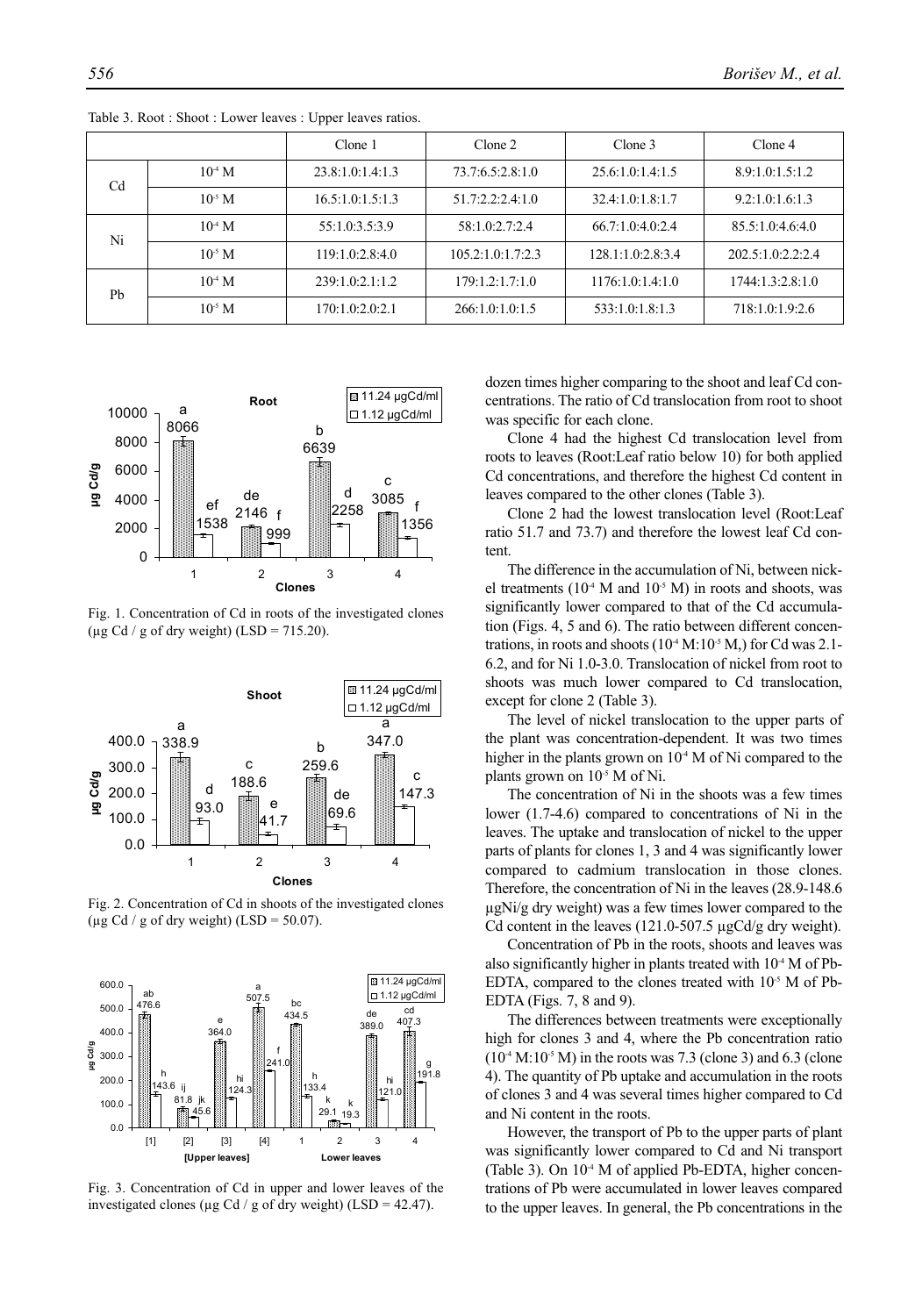Table 3. Root : Shoot : Lower leaves : Upper leaves ratios.

| | | Clone 1 | Clone 2 | Clone 3 | Clone 4 |
|---|---|---|---|---|---|
| Cd | $10^{-4}$ M | 23.8:1.0:1.4:1.3 | 73.7:6.5:2.8:1.0 | 25.6:1.0:1.4:1.5 | 8.9:1.0:1.5:1.2 |
| | $10^{-5}$ M | 16.5:1.0:1.5:1.3 | 51.7:2.2:2.4:1.0 | 32.4:1.0:1.8:1.7 | 9.2:1.0:1.6:1.3 |
| Ni | $10^{-4}$ M | 55:1.0:3.5:3.9 | 58:1.0:2.7:2.4 | 66.7:1.0:4.0:2.4 | 85.5:1.0:4.6:4.0 |
| | $10^{-5}$ M | 119:1.0:2.8:4.0 | 105.2:1.0:1.7:2.3 | 128.1:1.0:2.8:3.4 | 202.5:1.0:2.2:2.4 |
| Pb | $10^{-4}$ M | 239:1.0:2.1:1.2 | 179:1.2:1.7:1.0 | 1176:1.0:1.4:1.0 | 1744:1.3:2.8:1.0 |
| | $10^{-5}$ M | 170:1.0:2.0:2.1 | 266:1.0:1.0:1.5 | 533:1.0:1.8:1.3 | 718:1.0:1.9:2.6 |

Fig. 1. Concentration of Cd in roots of the investigated clones (µg Cd / g of dry weight) (LSD = 715.20).

Fig. 2. Concentration of Cd in shoots of the investigated clones (µg Cd / g of dry weight) (LSD = 50.07).

Fig. 3. Concentration of Cd in upper and lower leaves of the investigated clones (µg Cd / g of dry weight) (LSD = 42.47).

dozen times higher comparing to the shoot and leaf Cd concentrations. The ratio of Cd translocation from root to shoot was specific for each clone.

Clone 4 had the highest Cd translocation level from roots to leaves (Root:Leaf ratio below 10) for both applied Cd concentrations, and therefore the highest Cd content in leaves compared to the other clones (Table 3).

Clone 2 had the lowest translocation level (Root:Leaf ratio 51.7 and 73.7) and therefore the lowest leaf Cd content.

The difference in the accumulation of Ni, between nickel treatments ($10^{-4}$ M and $10^{-5}$ M) in roots and shoots, was significantly lower compared to that of the Cd accumulation (Figs. 4, 5 and 6). The ratio between different concentrations, in roots and shoots ($10^{-4}$ M:$10^{-5}$ M,) for Cd was 2.1-6.2, and for Ni 1.0-3.0. Translocation of nickel from root to shoots was much lower compared to Cd translocation, except for clone 2 (Table 3).

The level of nickel translocation to the upper parts of the plant was concentration-dependent. It was two times higher in the plants grown on $10^{-4}$ M of Ni compared to the plants grown on $10^{-5}$ M of Ni.

The concentration of Ni in the shoots was a few times lower (1.7-4.6) compared to concentrations of Ni in the leaves. The uptake and translocation of nickel to the upper parts of plants for clones 1, 3 and 4 was significantly lower compared to cadmium translocation in those clones. Therefore, the concentration of Ni in the leaves (28.9-148.6 µgNi/g dry weight) was a few times lower compared to the Cd content in the leaves (121.0-507.5 µgCd/g dry weight).

Concentration of Pb in the roots, shoots and leaves was also significantly higher in plants treated with $10^{-4}$ M of Pb-EDTA, compared to the clones treated with $10^{-5}$ M of Pb-EDTA (Figs. 7, 8 and 9).

The differences between treatments were exceptionally high for clones 3 and 4, where the Pb concentration ratio ($10^{-4}$ M:$10^{-5}$ M) in the roots was 7.3 (clone 3) and 6.3 (clone 4). The quantity of Pb uptake and accumulation in the roots of clones 3 and 4 was several times higher compared to Cd and Ni content in the roots.

However, the transport of Pb to the upper parts of plant was significantly lower compared to Cd and Ni transport (Table 3). On $10^{-4}$ M of applied Pb-EDTA, higher concentrations of Pb were accumulated in lower leaves compared to the upper leaves. In general, the Pb concentrations in the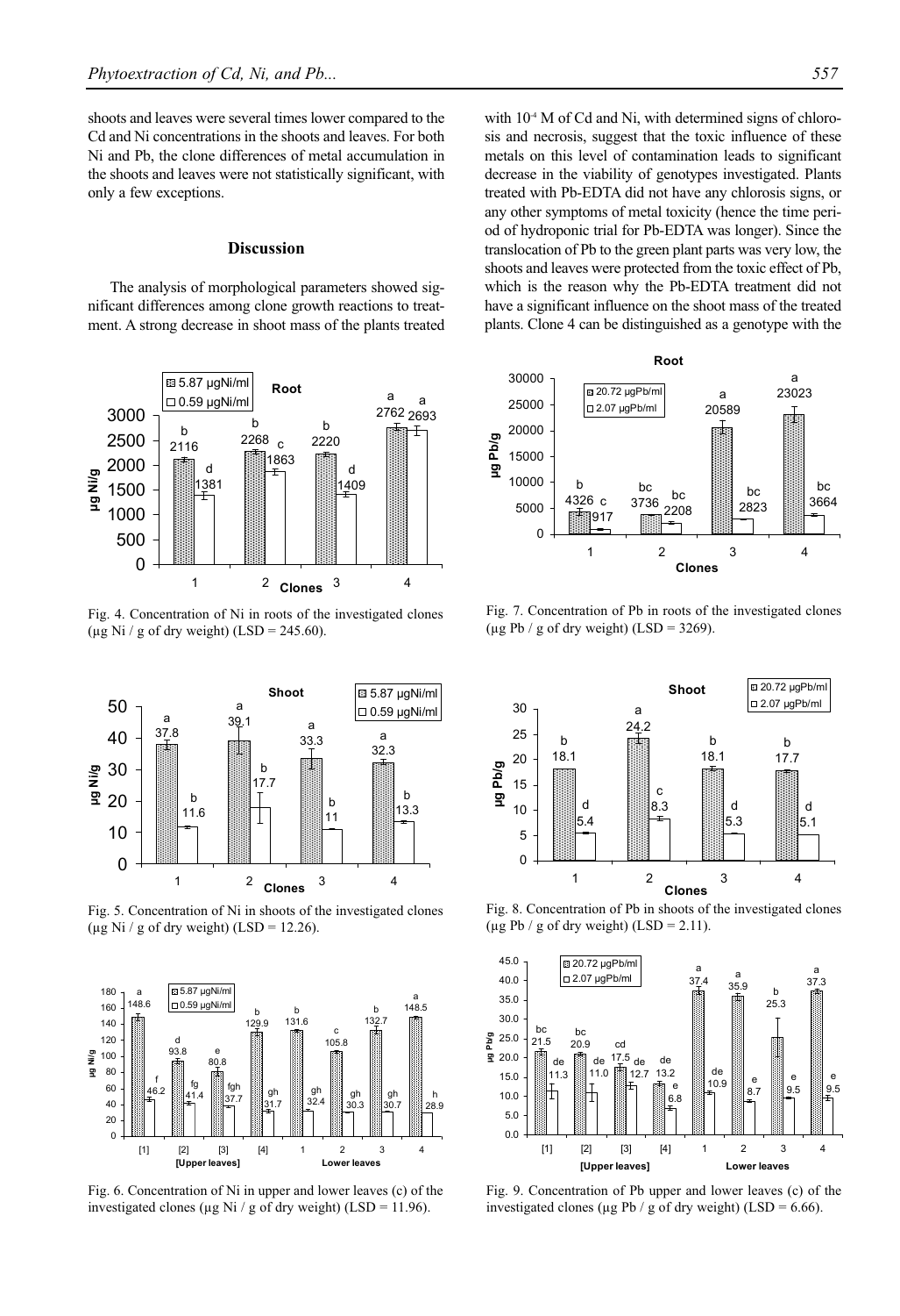shoots and leaves were several times lower compared to the Cd and Ni concentrations in the shoots and leaves. For both Ni and Pb, the clone differences of metal accumulation in the shoots and leaves were not statistically significant, with only a few exceptions.

## Discussion

The analysis of morphological parameters showed significant differences among clone growth reactions to treatment. A strong decrease in shoot mass of the plants treated with $10^{-4}$ M of Cd and Ni, with determined signs of chlorosis and necrosis, suggest that the toxic influence of these metals on this level of contamination leads to significant decrease in the viability of genotypes investigated. Plants treated with Pb-EDTA did not have any chlorosis signs, or any other symptoms of metal toxicity (hence the time period of hydroponic trial for Pb-EDTA was longer). Since the translocation of Pb to the green plant parts was very low, the shoots and leaves were protected from the toxic effect of Pb, which is the reason why the Pb-EDTA treatment did not have a significant influence on the shoot mass of the treated plants. Clone 4 can be distinguished as a genotype with the

Fig. 4. Concentration of Ni in roots of the investigated clones (µg Ni / g of dry weight) (LSD = 245.60).

Fig. 5. Concentration of Ni in shoots of the investigated clones (µg Ni / g of dry weight) (LSD = 12.26).

Fig. 6. Concentration of Ni in upper and lower leaves (c) of the investigated clones (µg Ni / g of dry weight) (LSD = 11.96).

Fig. 7. Concentration of Pb in roots of the investigated clones (µg Pb / g of dry weight) (LSD = 3269).

Fig. 8. Concentration of Pb in shoots of the investigated clones (µg Pb / g of dry weight) (LSD = 2.11).

Fig. 9. Concentration of Pb upper and lower leaves (c) of the investigated clones (µg Pb / g of dry weight) (LSD = 6.66).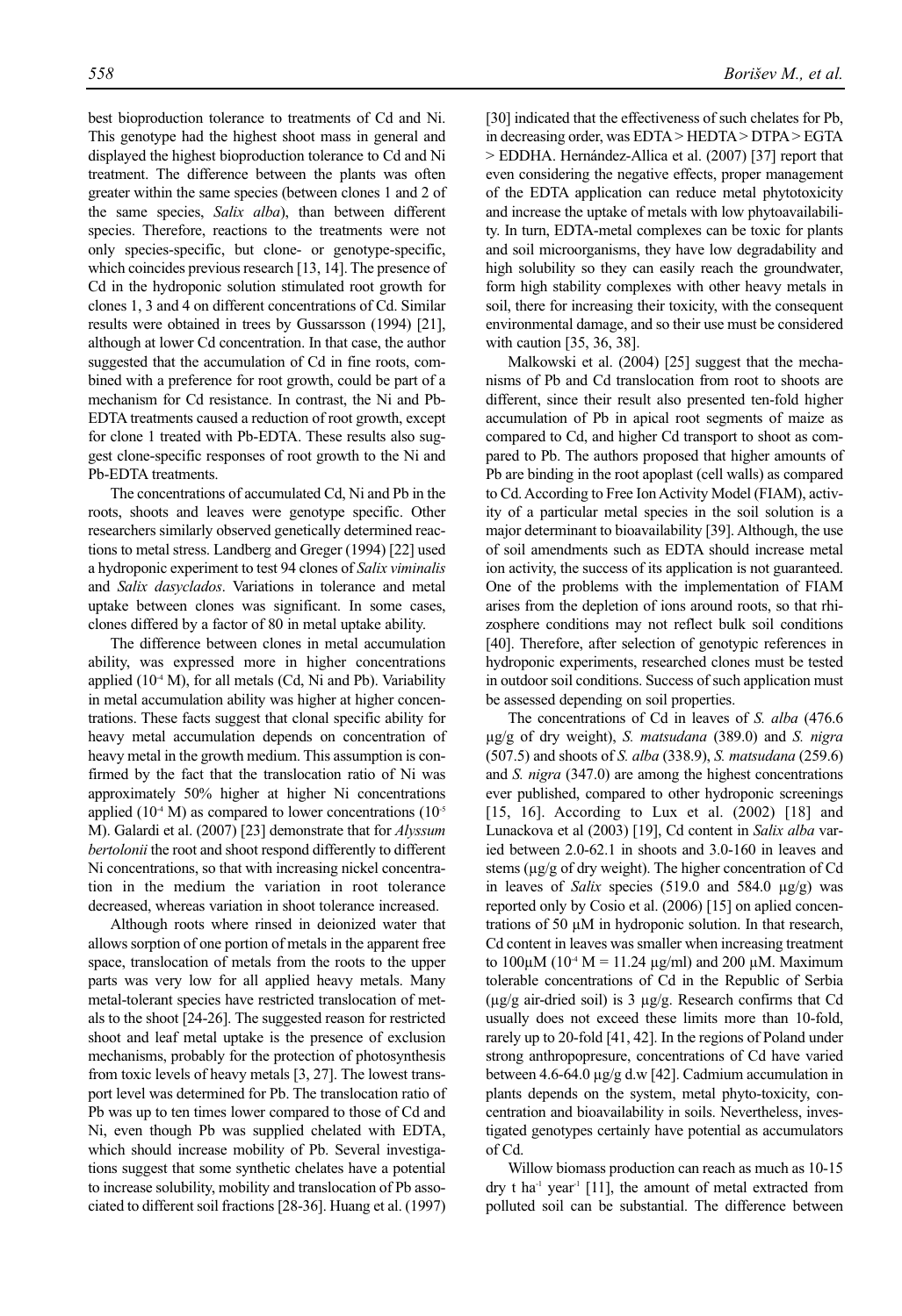best bioproduction tolerance to treatments of Cd and Ni. This genotype had the highest shoot mass in general and displayed the highest bioproduction tolerance to Cd and Ni treatment. The difference between the plants was often greater within the same species (between clones 1 and 2 of the same species, *Salix alba*), than between different species. Therefore, reactions to the treatments were not only species-specific, but clone- or genotype-specific, which coincides previous research [13, 14]. The presence of Cd in the hydroponic solution stimulated root growth for clones 1, 3 and 4 on different concentrations of Cd. Similar results were obtained in trees by Gussarsson (1994) [21], although at lower Cd concentration. In that case, the author suggested that the accumulation of Cd in fine roots, combined with a preference for root growth, could be part of a mechanism for Cd resistance. In contrast, the Ni and Pb-EDTA treatments caused a reduction of root growth, except for clone 1 treated with Pb-EDTA. These results also suggest clone-specific responses of root growth to the Ni and Pb-EDTA treatments.

The concentrations of accumulated Cd, Ni and Pb in the roots, shoots and leaves were genotype specific. Other researchers similarly observed genetically determined reactions to metal stress. Landberg and Greger (1994) [22] used a hydroponic experiment to test 94 clones of *Salix viminalis* and *Salix dasyclados*. Variations in tolerance and metal uptake between clones was significant. In some cases, clones differed by a factor of 80 in metal uptake ability.

The difference between clones in metal accumulation ability, was expressed more in higher concentrations applied ($10^{-4}$ M), for all metals (Cd, Ni and Pb). Variability in metal accumulation ability was higher at higher concentrations. These facts suggest that clonal specific ability for heavy metal accumulation depends on concentration of heavy metal in the growth medium. This assumption is confirmed by the fact that the translocation ratio of Ni was approximately 50% higher at higher Ni concentrations applied ($10^{-4}$ M) as compared to lower concentrations ($10^{-5}$ M). Galardi et al. (2007) [23] demonstrate that for *Alyssum bertolonii* the root and shoot respond differently to different Ni concentrations, so that with increasing nickel concentration in the medium the variation in root tolerance decreased, whereas variation in shoot tolerance increased.

Although roots where rinsed in deionized water that allows sorption of one portion of metals in the apparent free space, translocation of metals from the roots to the upper parts was very low for all applied heavy metals. Many metal-tolerant species have restricted translocation of metals to the shoot [24-26]. The suggested reason for restricted shoot and leaf metal uptake is the presence of exclusion mechanisms, probably for the protection of photosynthesis from toxic levels of heavy metals [3, 27]. The lowest transport level was determined for Pb. The translocation ratio of Pb was up to ten times lower compared to those of Cd and Ni, even though Pb was supplied chelated with EDTA, which should increase mobility of Pb. Several investigations suggest that some synthetic chelates have a potential to increase solubility, mobility and translocation of Pb associated to different soil fractions [28-36]. Huang et al. (1997) [30] indicated that the effectiveness of such chelates for Pb, in decreasing order, was EDTA > HEDTA > DTPA > EGTA > EDDHA. Hernández-Allica et al. (2007) [37] report that even considering the negative effects, proper management of the EDTA application can reduce metal phytotoxicity and increase the uptake of metals with low phytoavailability. In turn, EDTA-metal complexes can be toxic for plants and soil microorganisms, they have low degradability and high solubility so they can easily reach the groundwater, form high stability complexes with other heavy metals in soil, there for increasing their toxicity, with the consequent environmental damage, and so their use must be considered with caution [35, 36, 38].

Malkowski et al. (2004) [25] suggest that the mechanisms of Pb and Cd translocation from root to shoots are different, since their result also presented ten-fold higher accumulation of Pb in apical root segments of maize as compared to Cd, and higher Cd transport to shoot as compared to Pb. The authors proposed that higher amounts of Pb are binding in the root apoplast (cell walls) as compared to Cd. According to Free Ion Activity Model (FIAM), activity of a particular metal species in the soil solution is a major determinant to bioavailability [39]. Although, the use of soil amendments such as EDTA should increase metal ion activity, the success of its application is not guaranteed. One of the problems with the implementation of FIAM arises from the depletion of ions around roots, so that rhizosphere conditions may not reflect bulk soil conditions [40]. Therefore, after selection of genotypic references in hydroponic experiments, researched clones must be tested in outdoor soil conditions. Success of such application must be assessed depending on soil properties.

The concentrations of Cd in leaves of *S. alba* (476.6 μg/g of dry weight), *S. matsudana* (389.0) and *S. nigra* (507.5) and shoots of *S. alba* (338.9), *S. matsudana* (259.6) and *S. nigra* (347.0) are among the highest concentrations ever published, compared to other hydroponic screenings [15, 16]. According to Lux et al. (2002) [18] and Lunackova et al (2003) [19], Cd content in *Salix alba* varied between 2.0-62.1 in shoots and 3.0-160 in leaves and stems (μg/g of dry weight). The higher concentration of Cd in leaves of *Salix* species (519.0 and 584.0 μg/g) was reported only by Cosio et al. (2006) [15] on aplied concentrations of 50 μM in hydroponic solution. In that research, Cd content in leaves was smaller when increasing treatment to 100μM ($10^{-4}$ M = 11.24 μg/ml) and 200 μM. Maximum tolerable concentrations of Cd in the Republic of Serbia (μg/g air-dried soil) is 3 μg/g. Research confirms that Cd usually does not exceed these limits more than 10-fold, rarely up to 20-fold [41, 42]. In the regions of Poland under strong anthropopresure, concentrations of Cd have varied between 4.6-64.0 μg/g d.w [42]. Cadmium accumulation in plants depends on the system, metal phyto-toxicity, concentration and bioavailability in soils. Nevertheless, investigated genotypes certainly have potential as accumulators of Cd.

Willow biomass production can reach as much as 10-15 dry t ha$^{-1}$ year$^{-1}$ [11], the amount of metal extracted from polluted soil can be substantial. The difference between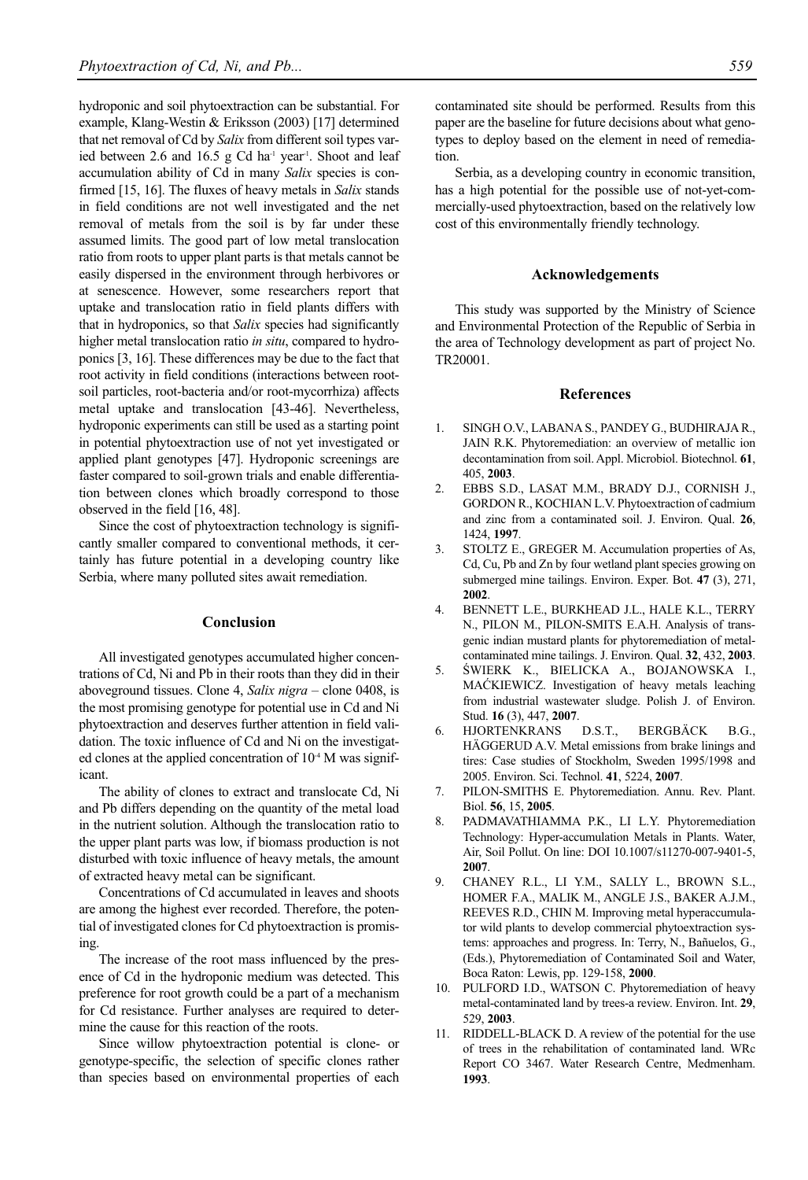hydroponic and soil phytoextraction can be substantial. For example, Klang-Westin & Eriksson (2003) [17] determined that net removal of Cd by *Salix* from different soil types varied between 2.6 and 16.5 g Cd ha$^{-1}$ year$^{-1}$. Shoot and leaf accumulation ability of Cd in many *Salix* species is confirmed [15, 16]. The fluxes of heavy metals in *Salix* stands in field conditions are not well investigated and the net removal of metals from the soil is by far under these assumed limits. The good part of low metal translocation ratio from roots to upper plant parts is that metals cannot be easily dispersed in the environment through herbivores or at senescence. However, some researchers report that uptake and translocation ratio in field plants differs with that in hydroponics, so that *Salix* species had significantly higher metal translocation ratio *in situ*, compared to hydroponics [3, 16]. These differences may be due to the fact that root activity in field conditions (interactions between root-soil particles, root-bacteria and/or root-mycorrhiza) affects metal uptake and translocation [43-46]. Nevertheless, hydroponic experiments can still be used as a starting point in potential phytoextraction use of not yet investigated or applied plant genotypes [47]. Hydroponic screenings are faster compared to soil-grown trials and enable differentiation between clones which broadly correspond to those observed in the field [16, 48].

Since the cost of phytoextraction technology is significantly smaller compared to conventional methods, it certainly has future potential in a developing country like Serbia, where many polluted sites await remediation.

## Conclusion

All investigated genotypes accumulated higher concentrations of Cd, Ni and Pb in their roots than they did in their aboveground tissues. Clone 4, *Salix nigra* – clone 0408, is the most promising genotype for potential use in Cd and Ni phytoextraction and deserves further attention in field validation. The toxic influence of Cd and Ni on the investigated clones at the applied concentration of $10^{-4}$ M was significant.

The ability of clones to extract and translocate Cd, Ni and Pb differs depending on the quantity of the metal load in the nutrient solution. Although the translocation ratio to the upper plant parts was low, if biomass production is not disturbed with toxic influence of heavy metals, the amount of extracted heavy metal can be significant.

Concentrations of Cd accumulated in leaves and shoots are among the highest ever recorded. Therefore, the potential of investigated clones for Cd phytoextraction is promising.

The increase of the root mass influenced by the presence of Cd in the hydroponic medium was detected. This preference for root growth could be a part of a mechanism for Cd resistance. Further analyses are required to determine the cause for this reaction of the roots.

Since willow phytoextraction potential is clone- or genotype-specific, the selection of specific clones rather than species based on environmental properties of each contaminated site should be performed. Results from this paper are the baseline for future decisions about what genotypes to deploy based on the element in need of remediation.

Serbia, as a developing country in economic transition, has a high potential for the possible use of not-yet-commercially-used phytoextraction, based on the relatively low cost of this environmentally friendly technology.

## Acknowledgements

This study was supported by the Ministry of Science and Environmental Protection of the Republic of Serbia in the area of Technology development as part of project No. TR20001.

## References

1. SINGH O.V., LABANA S., PANDEY G., BUDHIRAJA R., JAIN R.K. Phytoremediation: an overview of metallic ion decontamination from soil. Appl. Microbiol. Biotechnol. **61**, 405, **2003**.
2. EBBS S.D., LASAT M.M., BRADY D.J., CORNISH J., GORDON R., KOCHIAN L.V. Phytoextraction of cadmium and zinc from a contaminated soil. J. Environ. Qual. **26**, 1424, **1997**.
3. STOLTZ E., GREGER M. Accumulation properties of As, Cd, Cu, Pb and Zn by four wetland plant species growing on submerged mine tailings. Environ. Exper. Bot. **47** (3), 271, **2002**.
4. BENNETT L.E., BURKHEAD J.L., HALE K.L., TERRY N., PILON M., PILON-SMITS E.A.H. Analysis of transgenic indian mustard plants for phytoremediation of metal-contaminated mine tailings. J. Environ. Qual. **32**, 432, **2003**.
5. ŚWIERK K., BIELICKA A., BOJANOWSKA I., MAĆKIEWICZ. Investigation of heavy metals leaching from industrial wastewater sludge. Polish J. of Environ. Stud. **16** (3), 447, **2007**.
6. HJORTENKRANS D.S.T., BERGBÄCK B.G., HÄGGERUD A.V. Metal emissions from brake linings and tires: Case studies of Stockholm, Sweden 1995/1998 and 2005. Environ. Sci. Technol. **41**, 5224, **2007**.
7. PILON-SMITHS E. Phytoremediation. Annu. Rev. Plant. Biol. **56**, 15, **2005**.
8. PADMAVATHIAMMA P.K., LI L.Y. Phytoremediation Technology: Hyper-accumulation Metals in Plants. Water, Air, Soil Pollut. On line: DOI 10.1007/s11270-007-9401-5, **2007**.
9. CHANEY R.L., LI Y.M., SALLY L., BROWN S.L., HOMER F.A., MALIK M., ANGLE J.S., BAKER A.J.M., REEVES R.D., CHIN M. Improving metal hyperaccumulator wild plants to develop commercial phytoextraction systems: approaches and progress. In: Terry, N., Bañuelos, G., (Eds.), Phytoremediation of Contaminated Soil and Water, Boca Raton: Lewis, pp. 129-158, **2000**.
10. PULFORD I.D., WATSON C. Phytoremediation of heavy metal-contaminated land by trees-a review. Environ. Int. **29**, 529, **2003**.
11. RIDDELL-BLACK D. A review of the potential for the use of trees in the rehabilitation of contaminated land. WRc Report CO 3467. Water Research Centre, Medmenham. **1993**.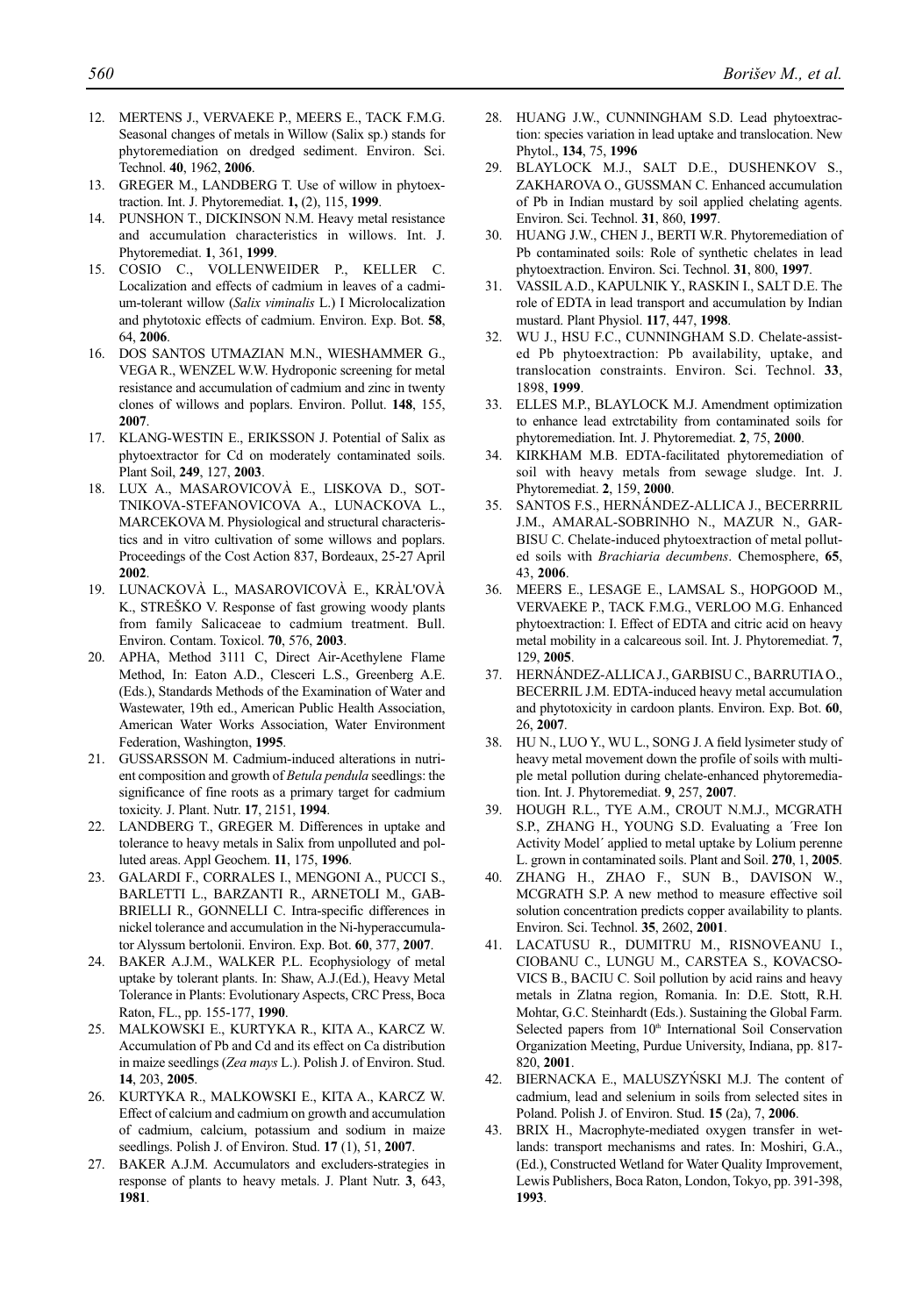12. MERTENS J., VERVAEKE P., MEERS E., TACK F.M.G. Seasonal changes of metals in Willow (Salix sp.) stands for phytoremediation on dredged sediment. Environ. Sci. Technol. **40**, 1962, **2006**.
13. GREGER M., LANDBERG T. Use of willow in phytoextraction. Int. J. Phytoremediat. **1,** (2), 115, **1999**.
14. PUNSHON T., DICKINSON N.M. Heavy metal resistance and accumulation characteristics in willows. Int. J. Phytoremediat. **1**, 361, **1999**.
15. COSIO C., VOLLENWEIDER P., KELLER C. Localization and effects of cadmium in leaves of a cadmium-tolerant willow (*Salix viminalis* L.) I Microlocalization and phytotoxic effects of cadmium. Environ. Exp. Bot. **58**, 64, **2006**.
16. DOS SANTOS UTMAZIAN M.N., WIESHAMMER G., VEGA R., WENZEL W.W. Hydroponic screening for metal resistance and accumulation of cadmium and zinc in twenty clones of willows and poplars. Environ. Pollut. **148**, 155, **2007**.
17. KLANG-WESTIN E., ERIKSSON J. Potential of Salix as phytoextractor for Cd on moderately contaminated soils. Plant Soil, **249**, 127, **2003**.
18. LUX A., MASAROVICOVÀ E., LISKOVA D., SOTTNIKOVA-STEFANOVICOVA A., LUNACKOVA L., MARCEKOVA M. Physiological and structural characteristics and in vitro cultivation of some willows and poplars. Proceedings of the Cost Action 837, Bordeaux, 25-27 April **2002**.
19. LUNACKOVÀ L., MASAROVICOVÀ E., KRÀL'OVÀ K., STREŠKO V. Response of fast growing woody plants from family Salicaceae to cadmium treatment. Bull. Environ. Contam. Toxicol. **70**, 576, **2003**.
20. APHA, Method 3111 C, Direct Air-Acethylene Flame Method, In: Eaton A.D., Clesceri L.S., Greenberg A.E. (Eds.), Standards Methods of the Examination of Water and Wastewater, 19th ed., American Public Health Association, American Water Works Association, Water Environment Federation, Washington, **1995**.
21. GUSSARSSON M. Cadmium-induced alterations in nutrient composition and growth of *Betula pendula* seedlings: the significance of fine roots as a primary target for cadmium toxicity. J. Plant. Nutr. **17**, 2151, **1994**.
22. LANDBERG T., GREGER M. Differences in uptake and tolerance to heavy metals in Salix from unpolluted and polluted areas. Appl Geochem. **11**, 175, **1996**.
23. GALARDI F., CORRALES I., MENGONI A., PUCCI S., BARLETTI L., BARZANTI R., ARNETOLI M., GABBRIELLI R., GONNELLI C. Intra-specific differences in nickel tolerance and accumulation in the Ni-hyperaccumulator Alyssum bertolonii. Environ. Exp. Bot. **60**, 377, **2007**.
24. BAKER A.J.M., WALKER P.L. Ecophysiology of metal uptake by tolerant plants. In: Shaw, A.J.(Ed.), Heavy Metal Tolerance in Plants: Evolutionary Aspects, CRC Press, Boca Raton, FL., pp. 155-177, **1990**.
25. MALKOWSKI E., KURTYKA R., KITA A., KARCZ W. Accumulation of Pb and Cd and its effect on Ca distribution in maize seedlings (*Zea mays* L.). Polish J. of Environ. Stud. **14**, 203, **2005**.
26. KURTYKA R., MALKOWSKI E., KITA A., KARCZ W. Effect of calcium and cadmium on growth and accumulation of cadmium, calcium, potassium and sodium in maize seedlings. Polish J. of Environ. Stud. **17** (1), 51, **2007**.
27. BAKER A.J.M. Accumulators and excluders-strategies in response of plants to heavy metals. J. Plant Nutr. **3**, 643, **1981**.
28. HUANG J.W., CUNNINGHAM S.D. Lead phytoextraction: species variation in lead uptake and translocation. New Phytol., **134**, 75, **1996**
29. BLAYLOCK M.J., SALT D.E., DUSHENKOV S., ZAKHAROVA O., GUSSMAN C. Enhanced accumulation of Pb in Indian mustard by soil applied chelating agents. Environ. Sci. Technol. **31**, 860, **1997**.
30. HUANG J.W., CHEN J., BERTI W.R. Phytoremediation of Pb contaminated soils: Role of synthetic chelates in lead phytoextraction. Environ. Sci. Technol. **31**, 800, **1997**.
31. VASSIL A.D., KAPULNIK Y., RASKIN I., SALT D.E. The role of EDTA in lead transport and accumulation by Indian mustard. Plant Physiol. **117**, 447, **1998**.
32. WU J., HSU F.C., CUNNINGHAM S.D. Chelate-assisted Pb phytoextraction: Pb availability, uptake, and translocation constraints. Environ. Sci. Technol. **33**, 1898, **1999**.
33. ELLES M.P., BLAYLOCK M.J. Amendment optimization to enhance lead extrctability from contaminated soils for phytoremediation. Int. J. Phytoremediat. **2**, 75, **2000**.
34. KIRKHAM M.B. EDTA-facilitated phytoremediation of soil with heavy metals from sewage sludge. Int. J. Phytoremediat. **2**, 159, **2000**.
35. SANTOS F.S., HERNÁNDEZ-ALLICA J., BECERRRIL J.M., AMARAL-SOBRINHO N., MAZUR N., GARBISU C. Chelate-induced phytoextraction of metal polluted soils with *Brachiaria decumbens*. Chemosphere, **65**, 43, **2006**.
36. MEERS E., LESAGE E., LAMSAL S., HOPGOOD M., VERVAEKE P., TACK F.M.G., VERLOO M.G. Enhanced phytoextraction: I. Effect of EDTA and citric acid on heavy metal mobility in a calcareous soil. Int. J. Phytoremediat. **7**, 129, **2005**.
37. HERNÁNDEZ-ALLICA J., GARBISU C., BARRUTIA O., BECERRIL J.M. EDTA-induced heavy metal accumulation and phytotoxicity in cardoon plants. Environ. Exp. Bot. **60**, 26, **2007**.
38. HU N., LUO Y., WU L., SONG J. A field lysimeter study of heavy metal movement down the profile of soils with multiple metal pollution during chelate-enhanced phytoremediation. Int. J. Phytoremediat. **9**, 257, **2007**.
39. HOUGH R.L., TYE A.M., CROUT N.M.J., MCGRATH S.P., ZHANG H., YOUNG S.D. Evaluating a ´Free Ion Activity Model´ applied to metal uptake by Lolium perenne L. grown in contaminated soils. Plant and Soil. **270**, 1, **2005**.
40. ZHANG H., ZHAO F., SUN B., DAVISON W., MCGRATH S.P. A new method to measure effective soil solution concentration predicts copper availability to plants. Environ. Sci. Technol. **35**, 2602, **2001**.
41. LACATUSU R., DUMITRU M., RISNOVEANU I., CIOBANU C., LUNGU M., CARSTEA S., KOVACSOVICS B., BACIU C. Soil pollution by acid rains and heavy metals in Zlatna region, Romania. In: D.E. Stott, R.H. Mohtar, G.C. Steinhardt (Eds.). Sustaining the Global Farm. Selected papers from 10th International Soil Conservation Organization Meeting, Purdue University, Indiana, pp. 817-820, **2001**.
42. BIERNACKA E., MALUSZYŃSKI M.J. The content of cadmium, lead and selenium in soils from selected sites in Poland. Polish J. of Environ. Stud. **15** (2a), 7, **2006**.
43. BRIX H., Macrophyte-mediated oxygen transfer in wetlands: transport mechanisms and rates. In: Moshiri, G.A., (Ed.), Constructed Wetland for Water Quality Improvement, Lewis Publishers, Boca Raton, London, Tokyo, pp. 391-398, **1993**.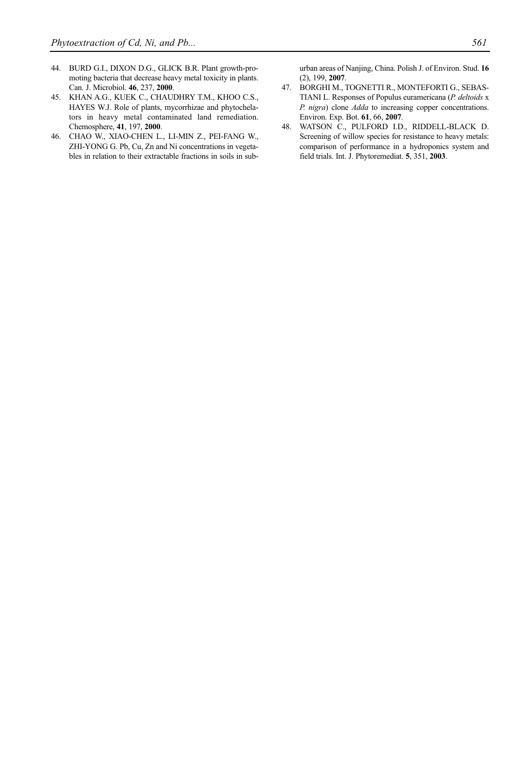44. BURD G.I., DIXON D.G., GLICK B.R. Plant growth-promoting bacteria that decrease heavy metal toxicity in plants. Can. J. Microbiol. **46**, 237, **2000**.
45. KHAN A.G., KUEK C., CHAUDHRY T.M., KHOO C.S., HAYES W.J. Role of plants, mycorrhizae and phytochelators in heavy metal contaminated land remediation. Chemosphere, **41**, 197, **2000**.
46. CHAO W., XIAO-CHEN L., LI-MIN Z., PEI-FANG W., ZHI-YONG G. Pb, Cu, Zn and Ni concentrations in vegetables in relation to their extractable fractions in soils in suburban areas of Nanjing, China. Polish J. of Environ. Stud. **16** (2), 199, **2007**.
47. BORGHI M., TOGNETTI R., MONTEFORTI G., SEBASTIANI L. Responses of Populus euramericana (*P. deltoids* x *P. nigra*) clone *Adda* to increasing copper concentrations. Environ. Exp. Bot. **61**, 66, **2007**.
48. WATSON C., PULFORD I.D., RIDDELL-BLACK D. Screening of willow species for resistance to heavy metals: comparison of performance in a hydroponics system and field trials. Int. J. Phytoremediat. **5**, 351, **2003**.